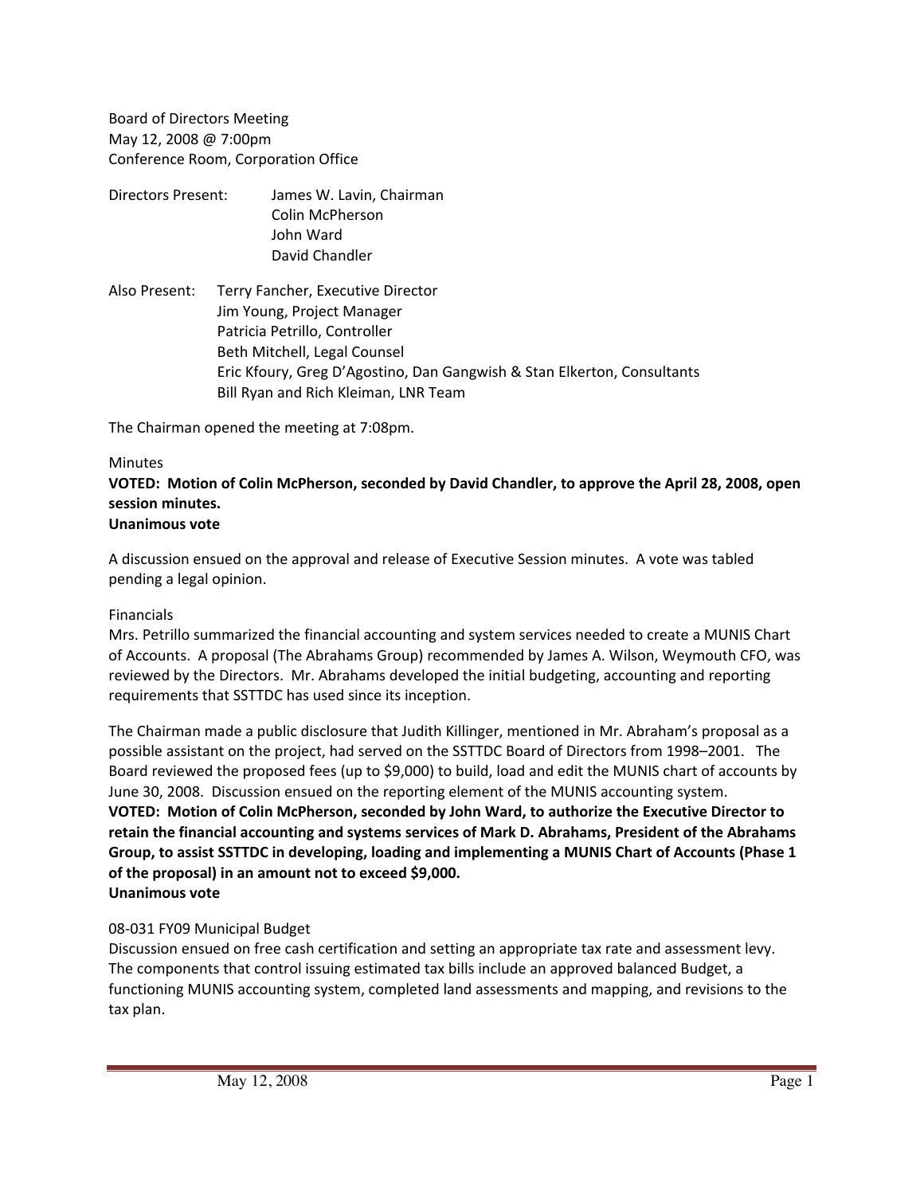Board of Directors Meeting
May 12, 2008 @ 7:00pm
Conference Room, Corporation Office

Directors Present: James W. Lavin, Chairman
Colin McPherson
John Ward
David Chandler

Also Present: Terry Fancher, Executive Director
Jim Young, Project Manager
Patricia Petrillo, Controller
Beth Mitchell, Legal Counsel
Eric Kfoury, Greg D'Agostino, Dan Gangwish & Stan Elkerton, Consultants
Bill Ryan and Rich Kleiman, LNR Team

The Chairman opened the meeting at 7:08pm.

Minutes

**VOTED: Motion of Colin McPherson, seconded by David Chandler, to approve the April 28, 2008, open session minutes.**
**Unanimous vote**

A discussion ensued on the approval and release of Executive Session minutes. A vote was tabled pending a legal opinion.

Financials

Mrs. Petrillo summarized the financial accounting and system services needed to create a MUNIS Chart of Accounts. A proposal (The Abrahams Group) recommended by James A. Wilson, Weymouth CFO, was reviewed by the Directors. Mr. Abrahams developed the initial budgeting, accounting and reporting requirements that SSTTDC has used since its inception.

The Chairman made a public disclosure that Judith Killinger, mentioned in Mr. Abraham's proposal as a possible assistant on the project, had served on the SSTTDC Board of Directors from 1998–2001. The Board reviewed the proposed fees (up to $9,000) to build, load and edit the MUNIS chart of accounts by June 30, 2008. Discussion ensued on the reporting element of the MUNIS accounting system.

**VOTED: Motion of Colin McPherson, seconded by John Ward, to authorize the Executive Director to retain the financial accounting and systems services of Mark D. Abrahams, President of the Abrahams Group, to assist SSTTDC in developing, loading and implementing a MUNIS Chart of Accounts (Phase 1 of the proposal) in an amount not to exceed $9,000.**
**Unanimous vote**

08-031 FY09 Municipal Budget

Discussion ensued on free cash certification and setting an appropriate tax rate and assessment levy. The components that control issuing estimated tax bills include an approved balanced Budget, a functioning MUNIS accounting system, completed land assessments and mapping, and revisions to the tax plan.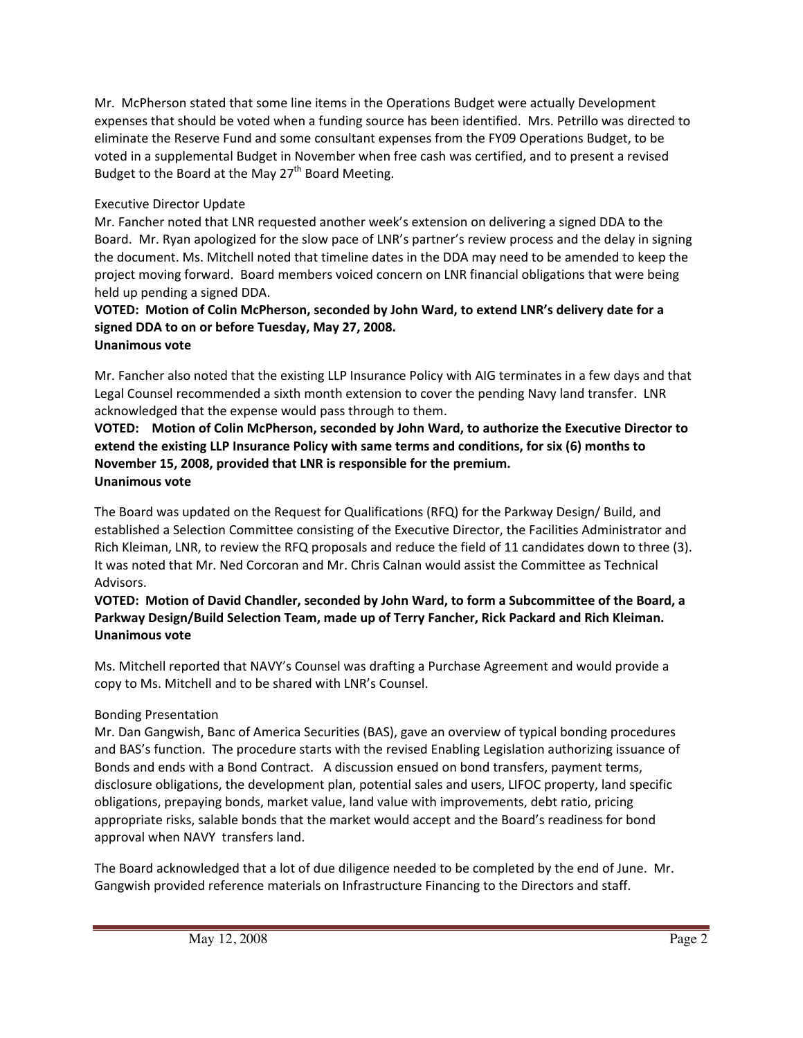Mr. McPherson stated that some line items in the Operations Budget were actually Development expenses that should be voted when a funding source has been identified. Mrs. Petrillo was directed to eliminate the Reserve Fund and some consultant expenses from the FY09 Operations Budget, to be voted in a supplemental Budget in November when free cash was certified, and to present a revised Budget to the Board at the May 27th Board Meeting.

Executive Director Update

Mr. Fancher noted that LNR requested another week's extension on delivering a signed DDA to the Board. Mr. Ryan apologized for the slow pace of LNR's partner's review process and the delay in signing the document. Ms. Mitchell noted that timeline dates in the DDA may need to be amended to keep the project moving forward. Board members voiced concern on LNR financial obligations that were being held up pending a signed DDA.

**VOTED: Motion of Colin McPherson, seconded by John Ward, to extend LNR's delivery date for a signed DDA to on or before Tuesday, May 27, 2008.**
**Unanimous vote**

Mr. Fancher also noted that the existing LLP Insurance Policy with AIG terminates in a few days and that Legal Counsel recommended a sixth month extension to cover the pending Navy land transfer. LNR acknowledged that the expense would pass through to them.

**VOTED: Motion of Colin McPherson, seconded by John Ward, to authorize the Executive Director to extend the existing LLP Insurance Policy with same terms and conditions, for six (6) months to November 15, 2008, provided that LNR is responsible for the premium.**
**Unanimous vote**

The Board was updated on the Request for Qualifications (RFQ) for the Parkway Design/ Build, and established a Selection Committee consisting of the Executive Director, the Facilities Administrator and Rich Kleiman, LNR, to review the RFQ proposals and reduce the field of 11 candidates down to three (3). It was noted that Mr. Ned Corcoran and Mr. Chris Calnan would assist the Committee as Technical Advisors.

**VOTED: Motion of David Chandler, seconded by John Ward, to form a Subcommittee of the Board, a Parkway Design/Build Selection Team, made up of Terry Fancher, Rick Packard and Rich Kleiman.**
**Unanimous vote**

Ms. Mitchell reported that NAVY's Counsel was drafting a Purchase Agreement and would provide a copy to Ms. Mitchell and to be shared with LNR's Counsel.

Bonding Presentation

Mr. Dan Gangwish, Banc of America Securities (BAS), gave an overview of typical bonding procedures and BAS's function. The procedure starts with the revised Enabling Legislation authorizing issuance of Bonds and ends with a Bond Contract. A discussion ensued on bond transfers, payment terms, disclosure obligations, the development plan, potential sales and users, LIFOC property, land specific obligations, prepaying bonds, market value, land value with improvements, debt ratio, pricing appropriate risks, salable bonds that the market would accept and the Board's readiness for bond approval when NAVY transfers land.

The Board acknowledged that a lot of due diligence needed to be completed by the end of June. Mr. Gangwish provided reference materials on Infrastructure Financing to the Directors and staff.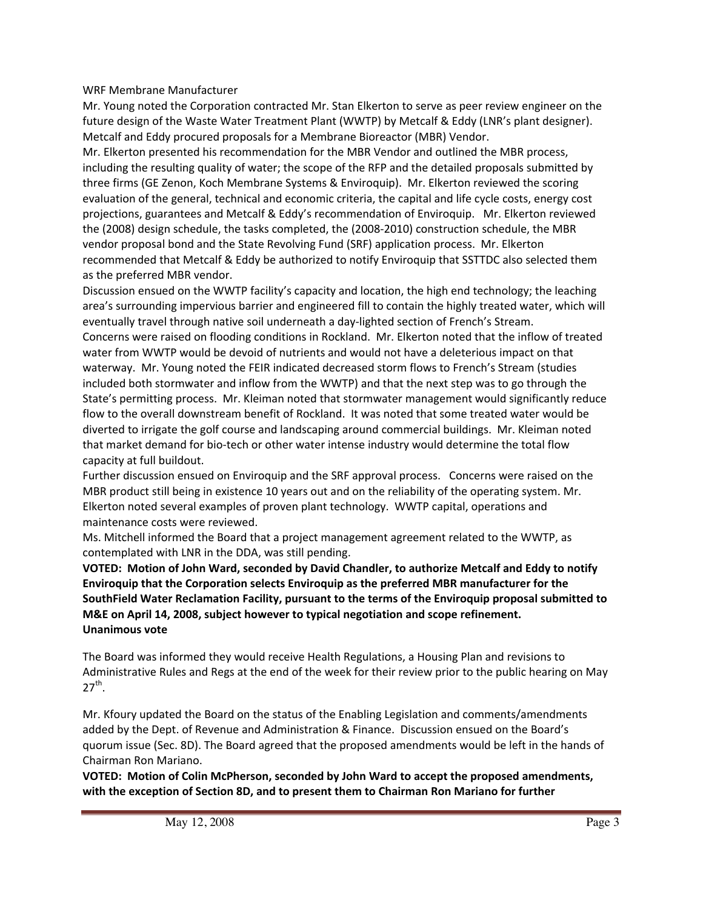WRF Membrane Manufacturer

Mr. Young noted the Corporation contracted Mr. Stan Elkerton to serve as peer review engineer on the future design of the Waste Water Treatment Plant (WWTP) by Metcalf & Eddy (LNR's plant designer). Metcalf and Eddy procured proposals for a Membrane Bioreactor (MBR) Vendor.

Mr. Elkerton presented his recommendation for the MBR Vendor and outlined the MBR process, including the resulting quality of water; the scope of the RFP and the detailed proposals submitted by three firms (GE Zenon, Koch Membrane Systems & Enviroquip). Mr. Elkerton reviewed the scoring evaluation of the general, technical and economic criteria, the capital and life cycle costs, energy cost projections, guarantees and Metcalf & Eddy's recommendation of Enviroquip. Mr. Elkerton reviewed the (2008) design schedule, the tasks completed, the (2008-2010) construction schedule, the MBR vendor proposal bond and the State Revolving Fund (SRF) application process. Mr. Elkerton recommended that Metcalf & Eddy be authorized to notify Enviroquip that SSTTDC also selected them as the preferred MBR vendor.

Discussion ensued on the WWTP facility's capacity and location, the high end technology; the leaching area's surrounding impervious barrier and engineered fill to contain the highly treated water, which will eventually travel through native soil underneath a day-lighted section of French's Stream.

Concerns were raised on flooding conditions in Rockland. Mr. Elkerton noted that the inflow of treated water from WWTP would be devoid of nutrients and would not have a deleterious impact on that waterway. Mr. Young noted the FEIR indicated decreased storm flows to French's Stream (studies included both stormwater and inflow from the WWTP) and that the next step was to go through the State's permitting process. Mr. Kleiman noted that stormwater management would significantly reduce flow to the overall downstream benefit of Rockland. It was noted that some treated water would be diverted to irrigate the golf course and landscaping around commercial buildings. Mr. Kleiman noted that market demand for bio-tech or other water intense industry would determine the total flow capacity at full buildout.

Further discussion ensued on Enviroquip and the SRF approval process. Concerns were raised on the MBR product still being in existence 10 years out and on the reliability of the operating system. Mr. Elkerton noted several examples of proven plant technology. WWTP capital, operations and maintenance costs were reviewed.

Ms. Mitchell informed the Board that a project management agreement related to the WWTP, as contemplated with LNR in the DDA, was still pending.

**VOTED: Motion of John Ward, seconded by David Chandler, to authorize Metcalf and Eddy to notify Enviroquip that the Corporation selects Enviroquip as the preferred MBR manufacturer for the SouthField Water Reclamation Facility, pursuant to the terms of the Enviroquip proposal submitted to M&E on April 14, 2008, subject however to typical negotiation and scope refinement.**
**Unanimous vote**

The Board was informed they would receive Health Regulations, a Housing Plan and revisions to Administrative Rules and Regs at the end of the week for their review prior to the public hearing on May 27th.

Mr. Kfoury updated the Board on the status of the Enabling Legislation and comments/amendments added by the Dept. of Revenue and Administration & Finance. Discussion ensued on the Board's quorum issue (Sec. 8D). The Board agreed that the proposed amendments would be left in the hands of Chairman Ron Mariano.

**VOTED: Motion of Colin McPherson, seconded by John Ward to accept the proposed amendments, with the exception of Section 8D, and to present them to Chairman Ron Mariano for further**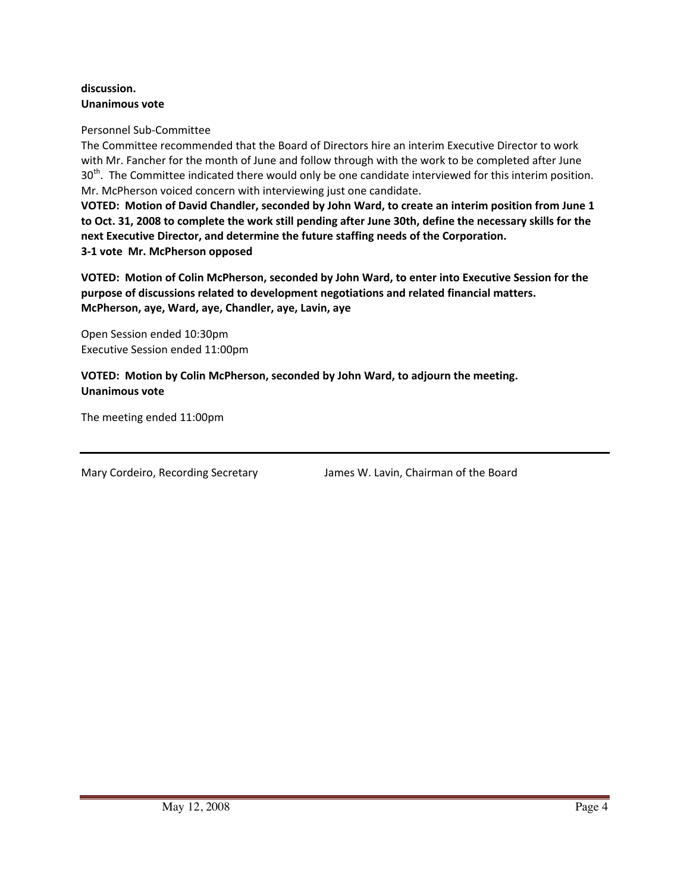**discussion.**
**Unanimous vote**

Personnel Sub-Committee

The Committee recommended that the Board of Directors hire an interim Executive Director to work with Mr. Fancher for the month of June and follow through with the work to be completed after June 30th. The Committee indicated there would only be one candidate interviewed for this interim position. Mr. McPherson voiced concern with interviewing just one candidate.

**VOTED: Motion of David Chandler, seconded by John Ward, to create an interim position from June 1 to Oct. 31, 2008 to complete the work still pending after June 30th, define the necessary skills for the next Executive Director, and determine the future staffing needs of the Corporation.**
**3-1 vote Mr. McPherson opposed**

**VOTED: Motion of Colin McPherson, seconded by John Ward, to enter into Executive Session for the purpose of discussions related to development negotiations and related financial matters.**
**McPherson, aye, Ward, aye, Chandler, aye, Lavin, aye**

Open Session ended 10:30pm
Executive Session ended 11:00pm

**VOTED: Motion by Colin McPherson, seconded by John Ward, to adjourn the meeting.**
**Unanimous vote**

The meeting ended 11:00pm

---

Mary Cordeiro, Recording Secretary          James W. Lavin, Chairman of the Board